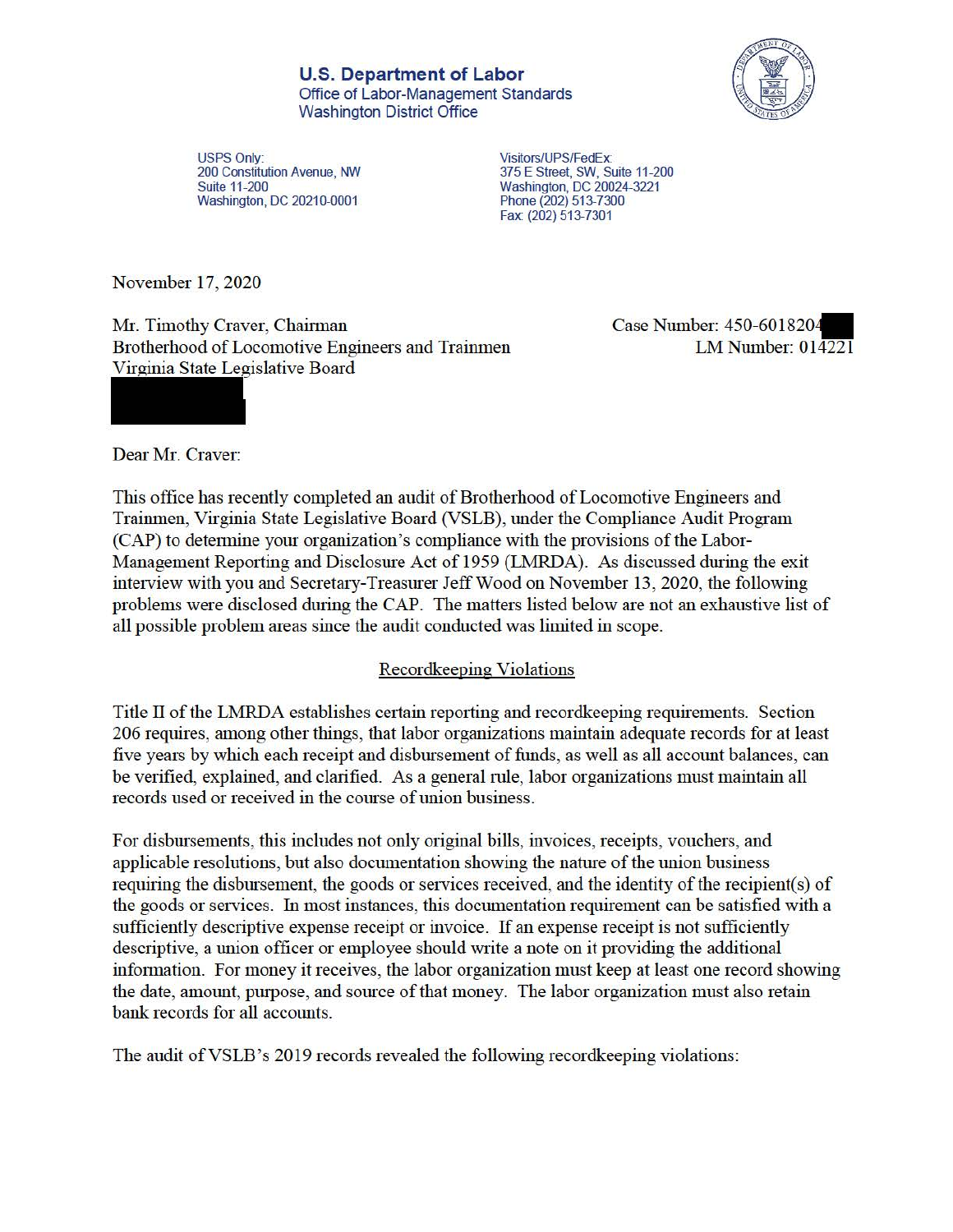**U.S. Department of Labor**
Office of Labor-Management Standards
Washington District Office

USPS Only:
200 Constitution Avenue, NW
Suite 11-200
Washington, DC 20210-0001

Visitors/UPS/FedEx:
375 E Street, SW, Suite 11-200
Washington, DC 20024-3221
Phone (202) 513-7300
Fax (202) 513-7301

November 17, 2020

Mr. Timothy Craver, Chairman
Brotherhood of Locomotive Engineers and Trainmen
Virginia State Legislative Board

Case Number: 450-6018204
LM Number: 014221

Dear Mr. Craver:

This office has recently completed an audit of Brotherhood of Locomotive Engineers and Trainmen, Virginia State Legislative Board (VSLB), under the Compliance Audit Program (CAP) to determine your organization's compliance with the provisions of the Labor-Management Reporting and Disclosure Act of 1959 (LMRDA). As discussed during the exit interview with you and Secretary-Treasurer Jeff Wood on November 13, 2020, the following problems were disclosed during the CAP. The matters listed below are not an exhaustive list of all possible problem areas since the audit conducted was limited in scope.

## Recordkeeping Violations

Title II of the LMRDA establishes certain reporting and recordkeeping requirements. Section 206 requires, among other things, that labor organizations maintain adequate records for at least five years by which each receipt and disbursement of funds, as well as all account balances, can be verified, explained, and clarified. As a general rule, labor organizations must maintain all records used or received in the course of union business.

For disbursements, this includes not only original bills, invoices, receipts, vouchers, and applicable resolutions, but also documentation showing the nature of the union business requiring the disbursement, the goods or services received, and the identity of the recipient(s) of the goods or services. In most instances, this documentation requirement can be satisfied with a sufficiently descriptive expense receipt or invoice. If an expense receipt is not sufficiently descriptive, a union officer or employee should write a note on it providing the additional information. For money it receives, the labor organization must keep at least one record showing the date, amount, purpose, and source of that money. The labor organization must also retain bank records for all accounts.

The audit of VSLB's 2019 records revealed the following recordkeeping violations: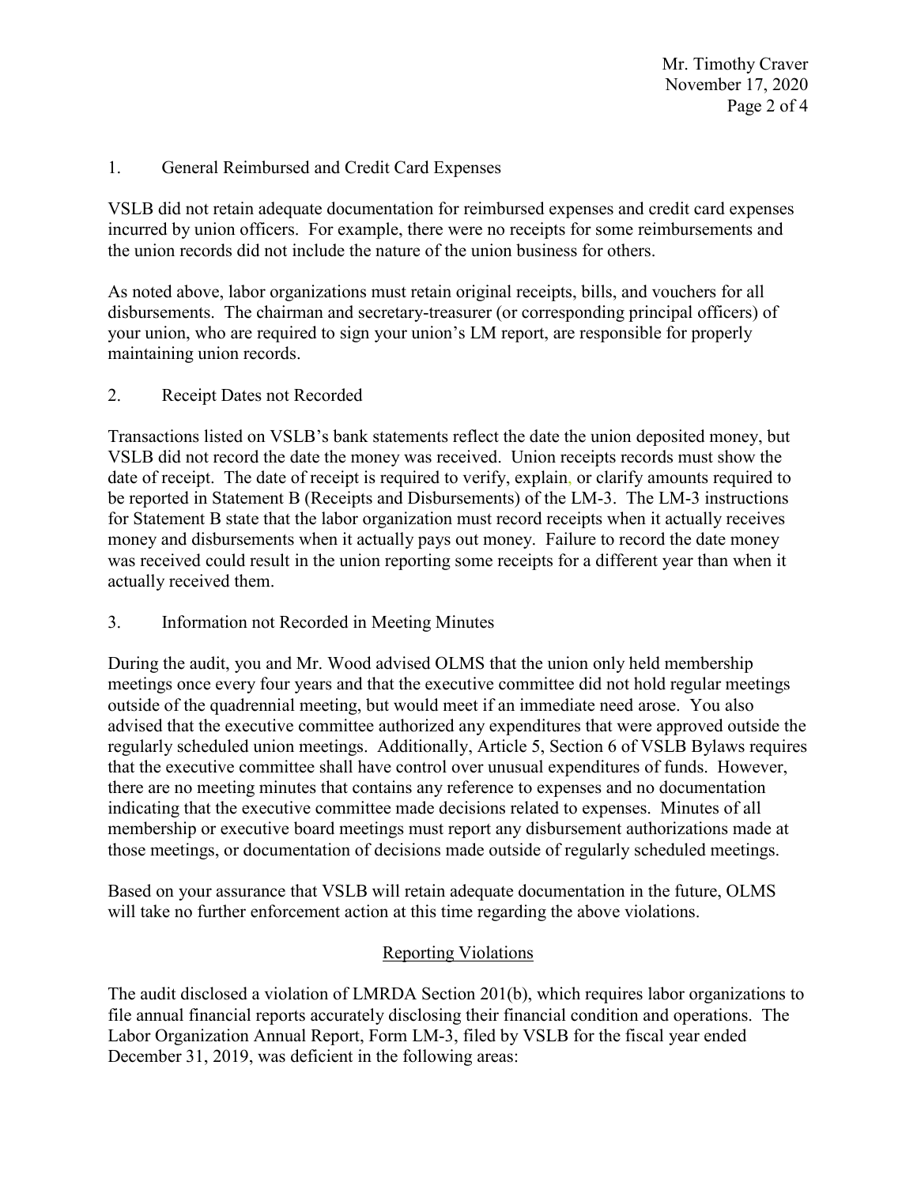1. General Reimbursed and Credit Card Expenses

VSLB did not retain adequate documentation for reimbursed expenses and credit card expenses incurred by union officers. For example, there were no receipts for some reimbursements and the union records did not include the nature of the union business for others.

As noted above, labor organizations must retain original receipts, bills, and vouchers for all disbursements. The chairman and secretary-treasurer (or corresponding principal officers) of your union, who are required to sign your union's LM report, are responsible for properly maintaining union records.

2. Receipt Dates not Recorded

Transactions listed on VSLB's bank statements reflect the date the union deposited money, but VSLB did not record the date the money was received. Union receipts records must show the date of receipt. The date of receipt is required to verify, explain, or clarify amounts required to be reported in Statement B (Receipts and Disbursements) of the LM-3. The LM-3 instructions for Statement B state that the labor organization must record receipts when it actually receives money and disbursements when it actually pays out money. Failure to record the date money was received could result in the union reporting some receipts for a different year than when it actually received them.

3. Information not Recorded in Meeting Minutes

During the audit, you and Mr. Wood advised OLMS that the union only held membership meetings once every four years and that the executive committee did not hold regular meetings outside of the quadrennial meeting, but would meet if an immediate need arose. You also advised that the executive committee authorized any expenditures that were approved outside the regularly scheduled union meetings. Additionally, Article 5, Section 6 of VSLB Bylaws requires that the executive committee shall have control over unusual expenditures of funds. However, there are no meeting minutes that contains any reference to expenses and no documentation indicating that the executive committee made decisions related to expenses. Minutes of all membership or executive board meetings must report any disbursement authorizations made at those meetings, or documentation of decisions made outside of regularly scheduled meetings.

Based on your assurance that VSLB will retain adequate documentation in the future, OLMS will take no further enforcement action at this time regarding the above violations.

## Reporting Violations

The audit disclosed a violation of LMRDA Section 201(b), which requires labor organizations to file annual financial reports accurately disclosing their financial condition and operations. The Labor Organization Annual Report, Form LM-3, filed by VSLB for the fiscal year ended December 31, 2019, was deficient in the following areas: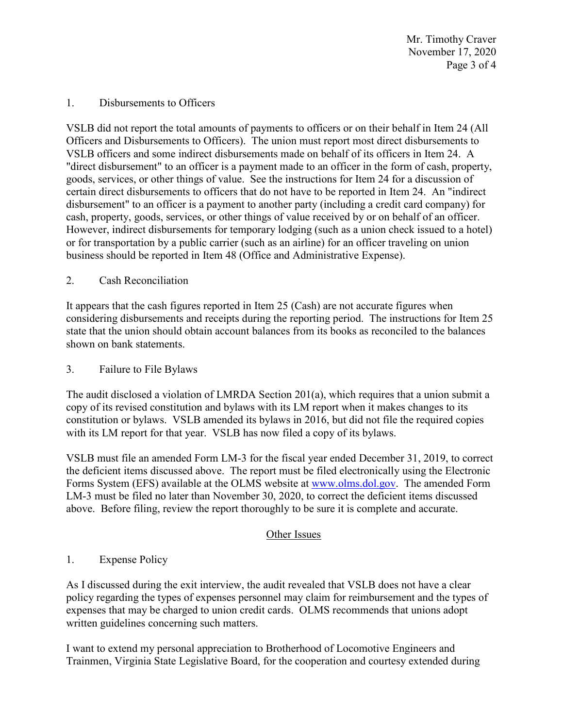1. Disbursements to Officers

VSLB did not report the total amounts of payments to officers or on their behalf in Item 24 (All Officers and Disbursements to Officers). The union must report most direct disbursements to VSLB officers and some indirect disbursements made on behalf of its officers in Item 24. A "direct disbursement" to an officer is a payment made to an officer in the form of cash, property, goods, services, or other things of value. See the instructions for Item 24 for a discussion of certain direct disbursements to officers that do not have to be reported in Item 24. An "indirect disbursement" to an officer is a payment to another party (including a credit card company) for cash, property, goods, services, or other things of value received by or on behalf of an officer. However, indirect disbursements for temporary lodging (such as a union check issued to a hotel) or for transportation by a public carrier (such as an airline) for an officer traveling on union business should be reported in Item 48 (Office and Administrative Expense).

2. Cash Reconciliation

It appears that the cash figures reported in Item 25 (Cash) are not accurate figures when considering disbursements and receipts during the reporting period. The instructions for Item 25 state that the union should obtain account balances from its books as reconciled to the balances shown on bank statements.

3. Failure to File Bylaws

The audit disclosed a violation of LMRDA Section 201(a), which requires that a union submit a copy of its revised constitution and bylaws with its LM report when it makes changes to its constitution or bylaws. VSLB amended its bylaws in 2016, but did not file the required copies with its LM report for that year. VSLB has now filed a copy of its bylaws.

VSLB must file an amended Form LM-3 for the fiscal year ended December 31, 2019, to correct the deficient items discussed above. The report must be filed electronically using the Electronic Forms System (EFS) available at the OLMS website at www.olms.dol.gov. The amended Form LM-3 must be filed no later than November 30, 2020, to correct the deficient items discussed above. Before filing, review the report thoroughly to be sure it is complete and accurate.

## Other Issues

1. Expense Policy

As I discussed during the exit interview, the audit revealed that VSLB does not have a clear policy regarding the types of expenses personnel may claim for reimbursement and the types of expenses that may be charged to union credit cards. OLMS recommends that unions adopt written guidelines concerning such matters.

I want to extend my personal appreciation to Brotherhood of Locomotive Engineers and Trainmen, Virginia State Legislative Board, for the cooperation and courtesy extended during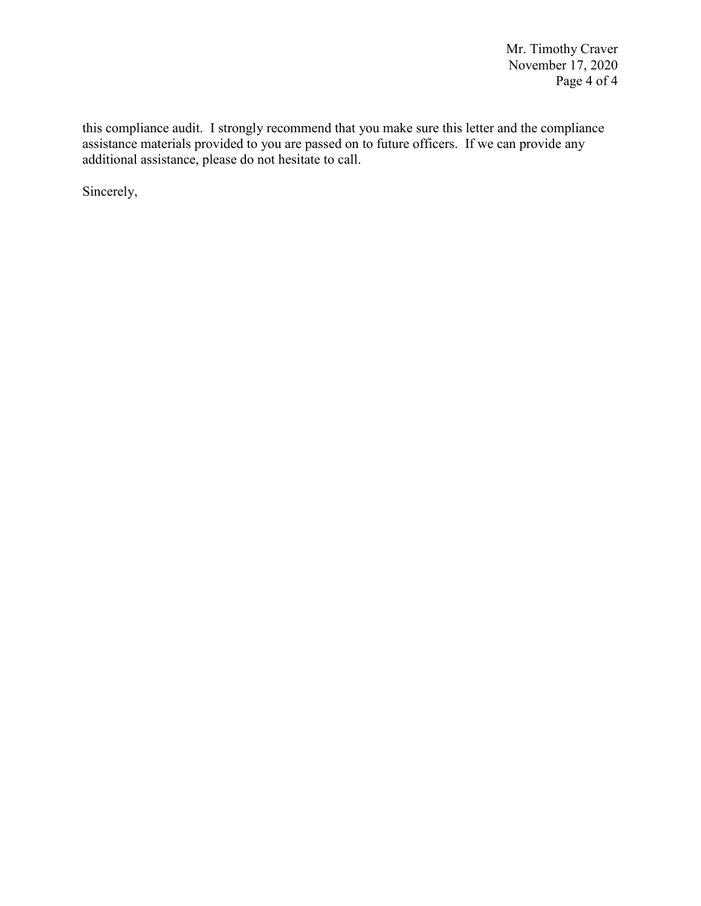this compliance audit. I strongly recommend that you make sure this letter and the compliance assistance materials provided to you are passed on to future officers. If we can provide any additional assistance, please do not hesitate to call.

Sincerely,